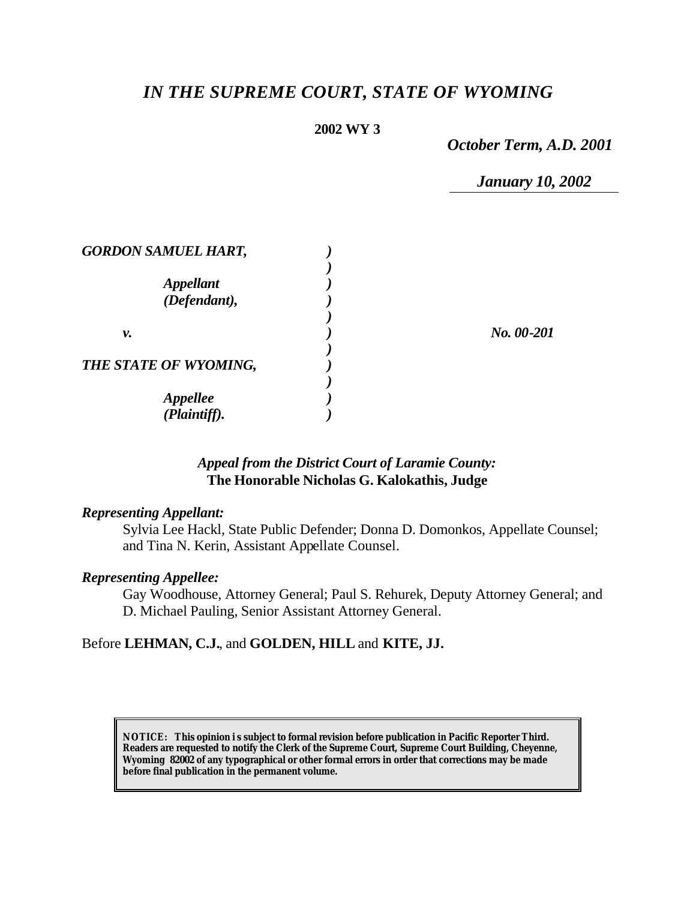# *IN THE SUPREME COURT, STATE OF WYOMING*

**2002 WY 3**

*October Term, A.D. 2001*

*January 10, 2002*

| | | |
|---|---|---|
| ***GORDON SAMUEL HART,*** | *)* | |
| | *)* | |
| ***Appellant*** | *)* | |
| ***(Defendant),*** | *)* | |
| | *)* | |
| ***v.*** | *)* | ***No. 00-201*** |
| | *)* | |
| ***THE STATE OF WYOMING,*** | *)* | |
| | *)* | |
| ***Appellee*** | *)* | |
| ***(Plaintiff).*** | *)* | |

*Appeal from the District Court of Laramie County:*
**The Honorable Nicholas G. Kalokathis, Judge**

***Representing Appellant:***

Sylvia Lee Hackl, State Public Defender; Donna D. Domonkos, Appellate Counsel; and Tina N. Kerin, Assistant Appellate Counsel.

***Representing Appellee:***

Gay Woodhouse, Attorney General; Paul S. Rehurek, Deputy Attorney General; and D. Michael Pauling, Senior Assistant Attorney General.

Before **LEHMAN, C.J.**, and **GOLDEN, HILL** and **KITE, JJ.**

**NOTICE: This opinion is subject to formal revision before publication in Pacific Reporter Third. Readers are requested to notify the Clerk of the Supreme Court, Supreme Court Building, Cheyenne, Wyoming 82002 of any typographical or other formal errors in order that corrections may be made before final publication in the permanent volume.**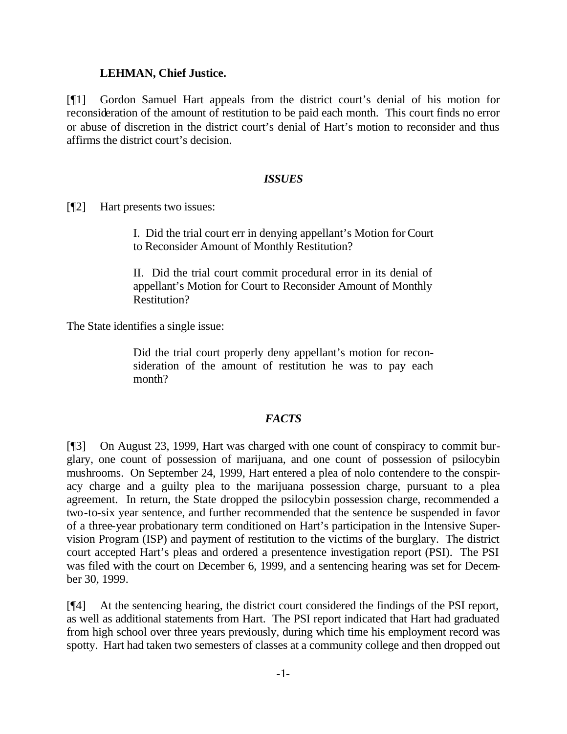**LEHMAN, Chief Justice.**

[¶1] Gordon Samuel Hart appeals from the district court's denial of his motion for reconsideration of the amount of restitution to be paid each month. This court finds no error or abuse of discretion in the district court's denial of Hart's motion to reconsider and thus affirms the district court's decision.

### *ISSUES*

[¶2] Hart presents two issues:

> I. Did the trial court err in denying appellant's Motion for Court to Reconsider Amount of Monthly Restitution?
>
> II. Did the trial court commit procedural error in its denial of appellant's Motion for Court to Reconsider Amount of Monthly Restitution?

The State identifies a single issue:

> Did the trial court properly deny appellant's motion for reconsideration of the amount of restitution he was to pay each month?

### *FACTS*

[¶3] On August 23, 1999, Hart was charged with one count of conspiracy to commit burglary, one count of possession of marijuana, and one count of possession of psilocybin mushrooms. On September 24, 1999, Hart entered a plea of nolo contendere to the conspiracy charge and a guilty plea to the marijuana possession charge, pursuant to a plea agreement. In return, the State dropped the psilocybin possession charge, recommended a two-to-six year sentence, and further recommended that the sentence be suspended in favor of a three-year probationary term conditioned on Hart's participation in the Intensive Supervision Program (ISP) and payment of restitution to the victims of the burglary. The district court accepted Hart's pleas and ordered a presentence investigation report (PSI). The PSI was filed with the court on December 6, 1999, and a sentencing hearing was set for December 30, 1999.

[¶4] At the sentencing hearing, the district court considered the findings of the PSI report, as well as additional statements from Hart. The PSI report indicated that Hart had graduated from high school over three years previously, during which time his employment record was spotty. Hart had taken two semesters of classes at a community college and then dropped out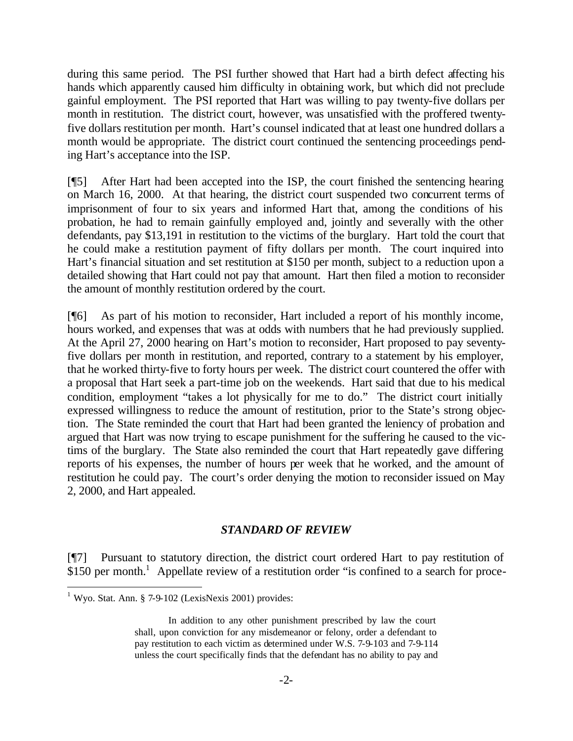during this same period. The PSI further showed that Hart had a birth defect affecting his hands which apparently caused him difficulty in obtaining work, but which did not preclude gainful employment. The PSI reported that Hart was willing to pay twenty-five dollars per month in restitution. The district court, however, was unsatisfied with the proffered twenty-five dollars restitution per month. Hart's counsel indicated that at least one hundred dollars a month would be appropriate. The district court continued the sentencing proceedings pending Hart's acceptance into the ISP.

[¶5] After Hart had been accepted into the ISP, the court finished the sentencing hearing on March 16, 2000. At that hearing, the district court suspended two concurrent terms of imprisonment of four to six years and informed Hart that, among the conditions of his probation, he had to remain gainfully employed and, jointly and severally with the other defendants, pay $13,191 in restitution to the victims of the burglary. Hart told the court that he could make a restitution payment of fifty dollars per month. The court inquired into Hart's financial situation and set restitution at $150 per month, subject to a reduction upon a detailed showing that Hart could not pay that amount. Hart then filed a motion to reconsider the amount of monthly restitution ordered by the court.

[¶6] As part of his motion to reconsider, Hart included a report of his monthly income, hours worked, and expenses that was at odds with numbers that he had previously supplied. At the April 27, 2000 hearing on Hart's motion to reconsider, Hart proposed to pay seventy-five dollars per month in restitution, and reported, contrary to a statement by his employer, that he worked thirty-five to forty hours per week. The district court countered the offer with a proposal that Hart seek a part-time job on the weekends. Hart said that due to his medical condition, employment "takes a lot physically for me to do." The district court initially expressed willingness to reduce the amount of restitution, prior to the State's strong objection. The State reminded the court that Hart had been granted the leniency of probation and argued that Hart was now trying to escape punishment for the suffering he caused to the victims of the burglary. The State also reminded the court that Hart repeatedly gave differing reports of his expenses, the number of hours per week that he worked, and the amount of restitution he could pay. The court's order denying the motion to reconsider issued on May 2, 2000, and Hart appealed.

### *STANDARD OF REVIEW*

[¶7] Pursuant to statutory direction, the district court ordered Hart to pay restitution of $150 per month.[1] Appellate review of a restitution order "is confined to a search for proce-

---

[1] Wyo. Stat. Ann. § 7-9-102 (LexisNexis 2001) provides:

> In addition to any other punishment prescribed by law the court shall, upon conviction for any misdemeanor or felony, order a defendant to pay restitution to each victim as determined under W.S. 7-9-103 and 7-9-114 unless the court specifically finds that the defendant has no ability to pay and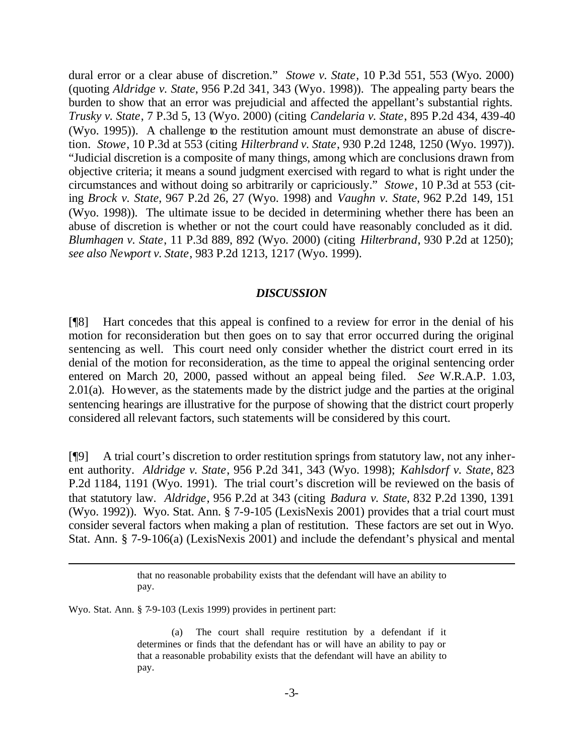dural error or a clear abuse of discretion." *Stowe v. State*, 10 P.3d 551, 553 (Wyo. 2000) (quoting *Aldridge v. State*, 956 P.2d 341, 343 (Wyo. 1998)). The appealing party bears the burden to show that an error was prejudicial and affected the appellant's substantial rights. *Trusky v. State*, 7 P.3d 5, 13 (Wyo. 2000) (citing *Candelaria v. State*, 895 P.2d 434, 439-40 (Wyo. 1995)). A challenge to the restitution amount must demonstrate an abuse of discretion. *Stowe*, 10 P.3d at 553 (citing *Hilterbrand v. State*, 930 P.2d 1248, 1250 (Wyo. 1997)). "Judicial discretion is a composite of many things, among which are conclusions drawn from objective criteria; it means a sound judgment exercised with regard to what is right under the circumstances and without doing so arbitrarily or capriciously." *Stowe*, 10 P.3d at 553 (citing *Brock v. State*, 967 P.2d 26, 27 (Wyo. 1998) and *Vaughn v. State*, 962 P.2d 149, 151 (Wyo. 1998)). The ultimate issue to be decided in determining whether there has been an abuse of discretion is whether or not the court could have reasonably concluded as it did. *Blumhagen v. State*, 11 P.3d 889, 892 (Wyo. 2000) (citing *Hilterbrand*, 930 P.2d at 1250); *see also Newport v. State*, 983 P.2d 1213, 1217 (Wyo. 1999).

## *DISCUSSION*

[¶8] Hart concedes that this appeal is confined to a review for error in the denial of his motion for reconsideration but then goes on to say that error occurred during the original sentencing as well. This court need only consider whether the district court erred in its denial of the motion for reconsideration, as the time to appeal the original sentencing order entered on March 20, 2000, passed without an appeal being filed. *See* W.R.A.P. 1.03, 2.01(a). However, as the statements made by the district judge and the parties at the original sentencing hearings are illustrative for the purpose of showing that the district court properly considered all relevant factors, such statements will be considered by this court.

[¶9] A trial court's discretion to order restitution springs from statutory law, not any inherent authority. *Aldridge v. State*, 956 P.2d 341, 343 (Wyo. 1998); *Kahlsdorf v. State*, 823 P.2d 1184, 1191 (Wyo. 1991). The trial court's discretion will be reviewed on the basis of that statutory law. *Aldridge*, 956 P.2d at 343 (citing *Badura v. State*, 832 P.2d 1390, 1391 (Wyo. 1992)). Wyo. Stat. Ann. § 7-9-105 (LexisNexis 2001) provides that a trial court must consider several factors when making a plan of restitution. These factors are set out in Wyo. Stat. Ann. § 7-9-106(a) (LexisNexis 2001) and include the defendant's physical and mental

---

> that no reasonable probability exists that the defendant will have an ability to pay.

Wyo. Stat. Ann. § 7-9-103 (Lexis 1999) provides in pertinent part:

> (a) The court shall require restitution by a defendant if it determines or finds that the defendant has or will have an ability to pay or that a reasonable probability exists that the defendant will have an ability to pay.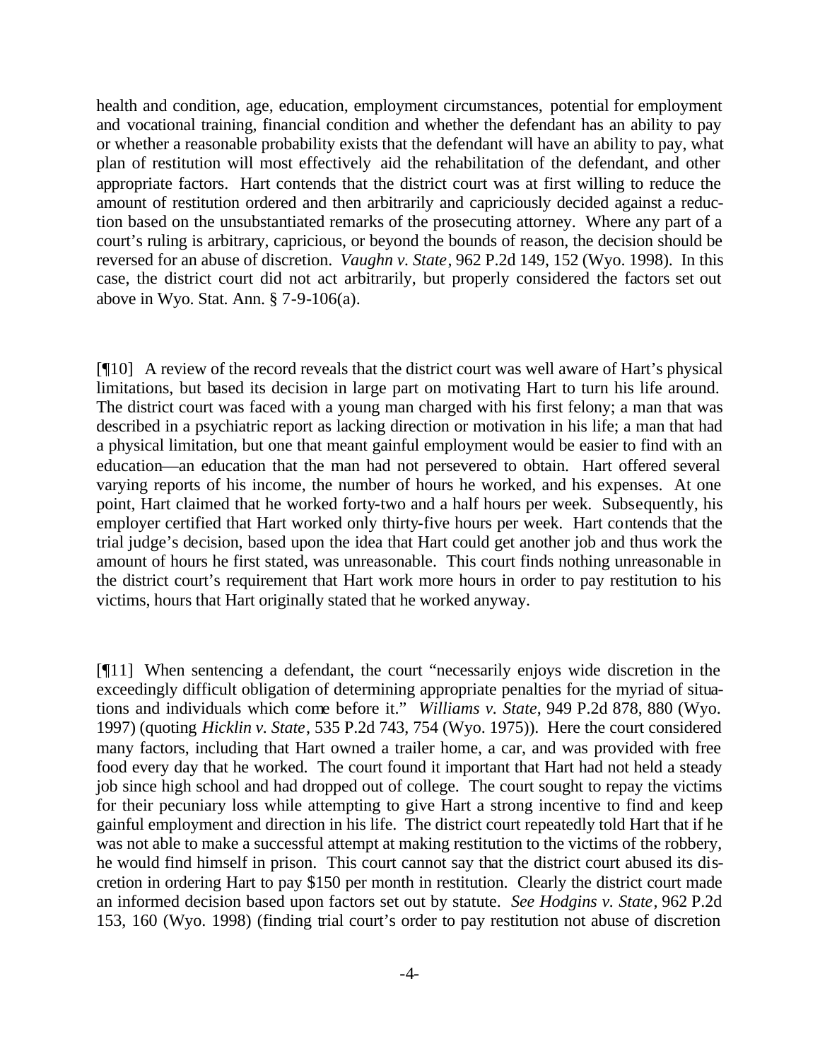health and condition, age, education, employment circumstances, potential for employment and vocational training, financial condition and whether the defendant has an ability to pay or whether a reasonable probability exists that the defendant will have an ability to pay, what plan of restitution will most effectively aid the rehabilitation of the defendant, and other appropriate factors. Hart contends that the district court was at first willing to reduce the amount of restitution ordered and then arbitrarily and capriciously decided against a reduction based on the unsubstantiated remarks of the prosecuting attorney. Where any part of a court's ruling is arbitrary, capricious, or beyond the bounds of reason, the decision should be reversed for an abuse of discretion. *Vaughn v. State*, 962 P.2d 149, 152 (Wyo. 1998). In this case, the district court did not act arbitrarily, but properly considered the factors set out above in Wyo. Stat. Ann. § 7-9-106(a).

[¶10] A review of the record reveals that the district court was well aware of Hart's physical limitations, but based its decision in large part on motivating Hart to turn his life around. The district court was faced with a young man charged with his first felony; a man that was described in a psychiatric report as lacking direction or motivation in his life; a man that had a physical limitation, but one that meant gainful employment would be easier to find with an education—an education that the man had not persevered to obtain. Hart offered several varying reports of his income, the number of hours he worked, and his expenses. At one point, Hart claimed that he worked forty-two and a half hours per week. Subsequently, his employer certified that Hart worked only thirty-five hours per week. Hart contends that the trial judge's decision, based upon the idea that Hart could get another job and thus work the amount of hours he first stated, was unreasonable. This court finds nothing unreasonable in the district court's requirement that Hart work more hours in order to pay restitution to his victims, hours that Hart originally stated that he worked anyway.

[¶11] When sentencing a defendant, the court "necessarily enjoys wide discretion in the exceedingly difficult obligation of determining appropriate penalties for the myriad of situations and individuals which come before it." *Williams v. State*, 949 P.2d 878, 880 (Wyo. 1997) (quoting *Hicklin v. State*, 535 P.2d 743, 754 (Wyo. 1975)). Here the court considered many factors, including that Hart owned a trailer home, a car, and was provided with free food every day that he worked. The court found it important that Hart had not held a steady job since high school and had dropped out of college. The court sought to repay the victims for their pecuniary loss while attempting to give Hart a strong incentive to find and keep gainful employment and direction in his life. The district court repeatedly told Hart that if he was not able to make a successful attempt at making restitution to the victims of the robbery, he would find himself in prison. This court cannot say that the district court abused its discretion in ordering Hart to pay $150 per month in restitution. Clearly the district court made an informed decision based upon factors set out by statute. *See Hodgins v. State*, 962 P.2d 153, 160 (Wyo. 1998) (finding trial court's order to pay restitution not abuse of discretion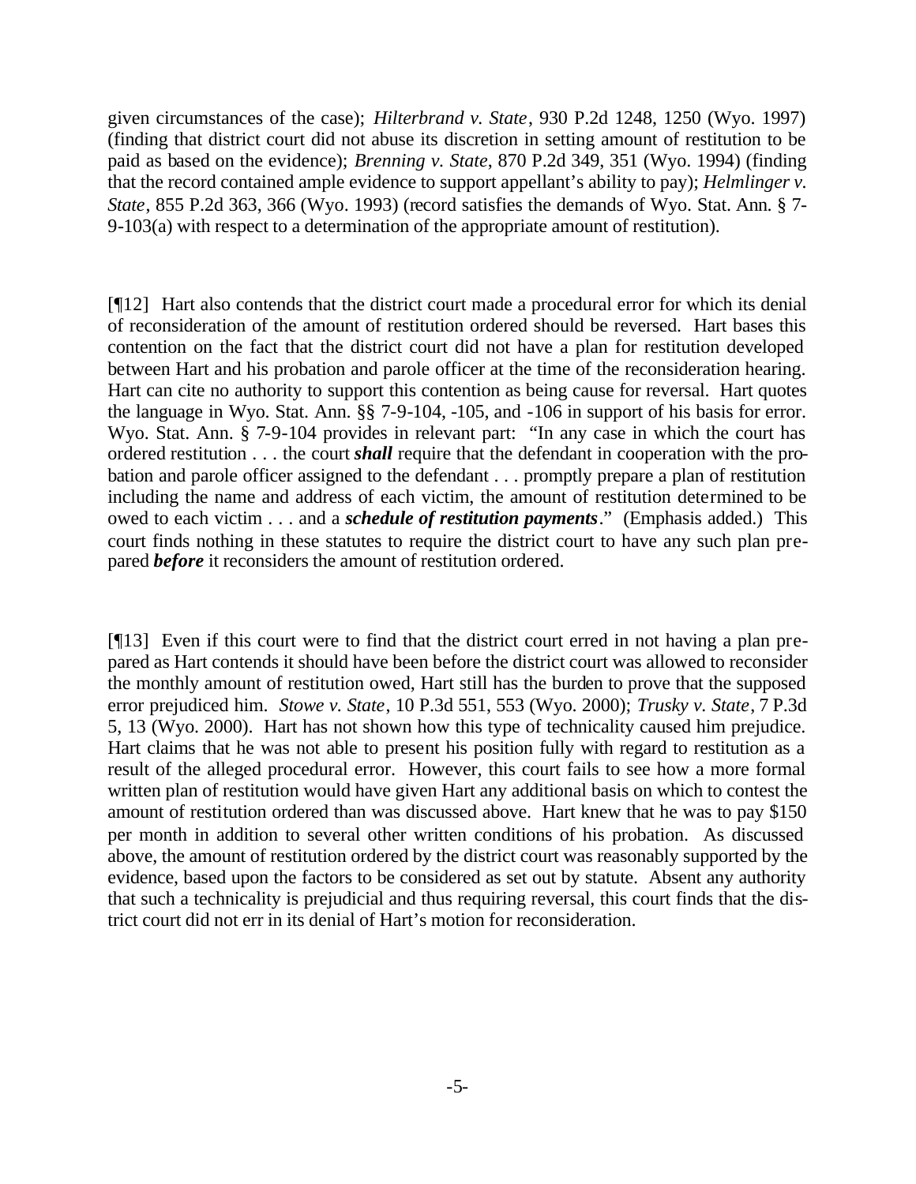given circumstances of the case); *Hilterbrand v. State*, 930 P.2d 1248, 1250 (Wyo. 1997) (finding that district court did not abuse its discretion in setting amount of restitution to be paid as based on the evidence); *Brenning v. State*, 870 P.2d 349, 351 (Wyo. 1994) (finding that the record contained ample evidence to support appellant's ability to pay); *Helmlinger v. State*, 855 P.2d 363, 366 (Wyo. 1993) (record satisfies the demands of Wyo. Stat. Ann. § 7-9-103(a) with respect to a determination of the appropriate amount of restitution).

[¶12] Hart also contends that the district court made a procedural error for which its denial of reconsideration of the amount of restitution ordered should be reversed. Hart bases this contention on the fact that the district court did not have a plan for restitution developed between Hart and his probation and parole officer at the time of the reconsideration hearing. Hart can cite no authority to support this contention as being cause for reversal. Hart quotes the language in Wyo. Stat. Ann. §§ 7-9-104, -105, and -106 in support of his basis for error. Wyo. Stat. Ann. § 7-9-104 provides in relevant part: "In any case in which the court has ordered restitution . . . the court ***shall*** require that the defendant in cooperation with the probation and parole officer assigned to the defendant . . . promptly prepare a plan of restitution including the name and address of each victim, the amount of restitution determined to be owed to each victim . . . and a ***schedule of restitution payments***." (Emphasis added.) This court finds nothing in these statutes to require the district court to have any such plan prepared ***before*** it reconsiders the amount of restitution ordered.

[¶13] Even if this court were to find that the district court erred in not having a plan prepared as Hart contends it should have been before the district court was allowed to reconsider the monthly amount of restitution owed, Hart still has the burden to prove that the supposed error prejudiced him. *Stowe v. State*, 10 P.3d 551, 553 (Wyo. 2000); *Trusky v. State*, 7 P.3d 5, 13 (Wyo. 2000). Hart has not shown how this type of technicality caused him prejudice. Hart claims that he was not able to present his position fully with regard to restitution as a result of the alleged procedural error. However, this court fails to see how a more formal written plan of restitution would have given Hart any additional basis on which to contest the amount of restitution ordered than was discussed above. Hart knew that he was to pay $150 per month in addition to several other written conditions of his probation. As discussed above, the amount of restitution ordered by the district court was reasonably supported by the evidence, based upon the factors to be considered as set out by statute. Absent any authority that such a technicality is prejudicial and thus requiring reversal, this court finds that the district court did not err in its denial of Hart's motion for reconsideration.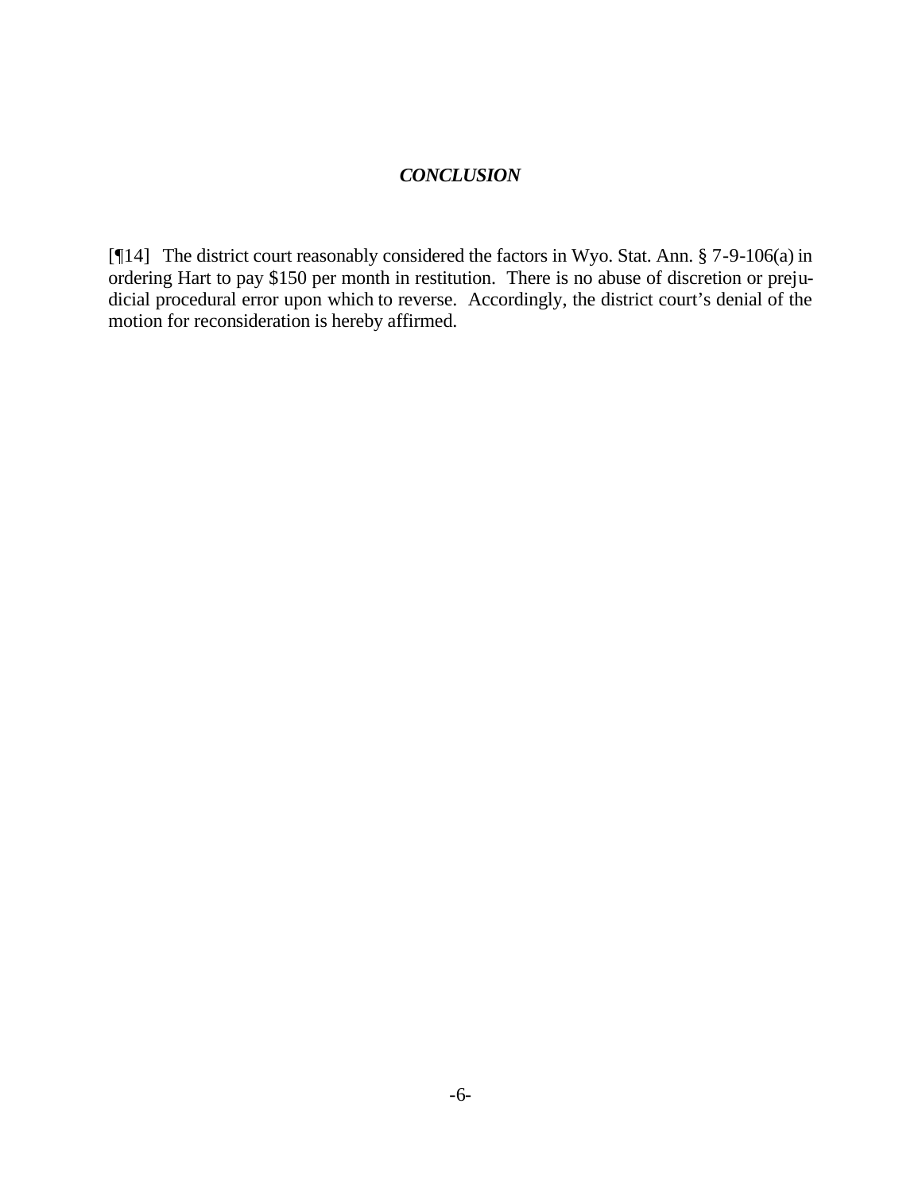## *CONCLUSION*

[¶14] The district court reasonably considered the factors in Wyo. Stat. Ann. § 7-9-106(a) in ordering Hart to pay $150 per month in restitution. There is no abuse of discretion or prejudicial procedural error upon which to reverse. Accordingly, the district court's denial of the motion for reconsideration is hereby affirmed.